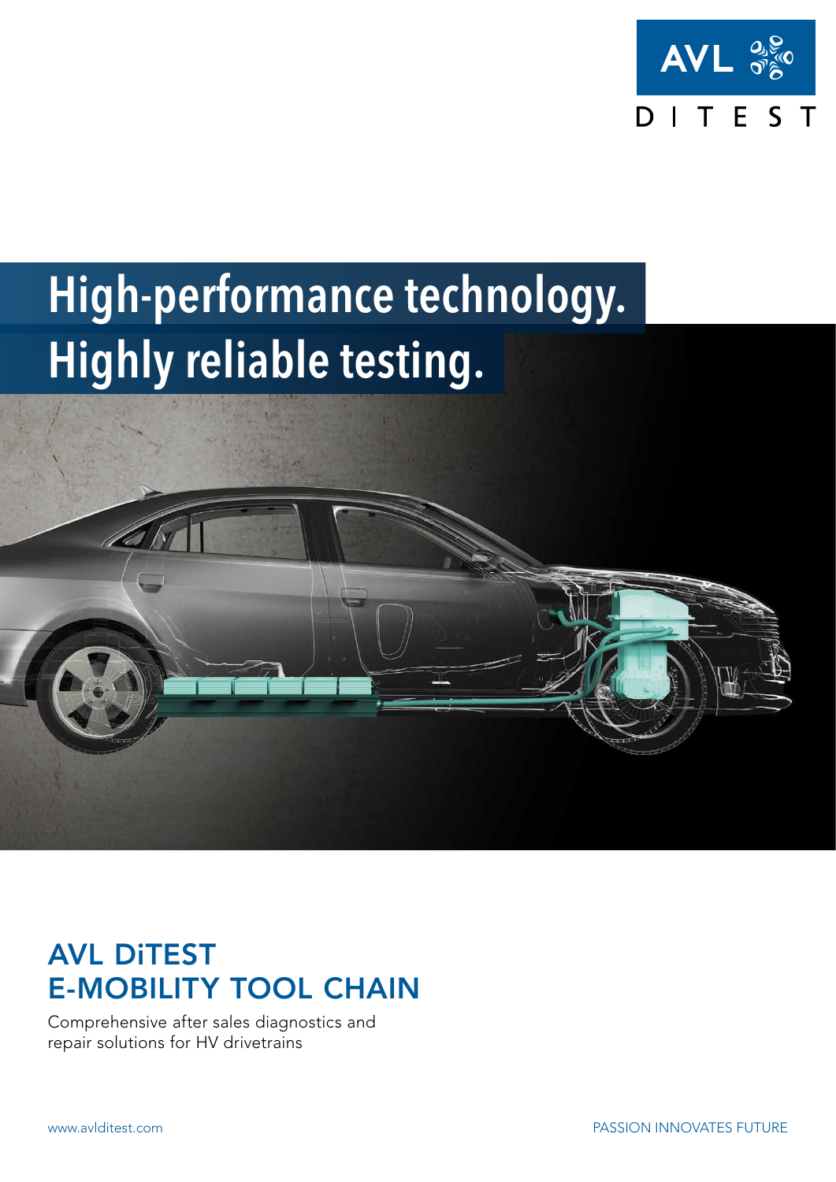AVL DITEST

# High-performance technology. Highly reliable testing.

## AVL DiTEST E-MOBILITY TOOL CHAIN

Comprehensive after sales diagnostics and repair solutions for HV drivetrains

www.avlditest.com

PASSION INNOVATES FUTURE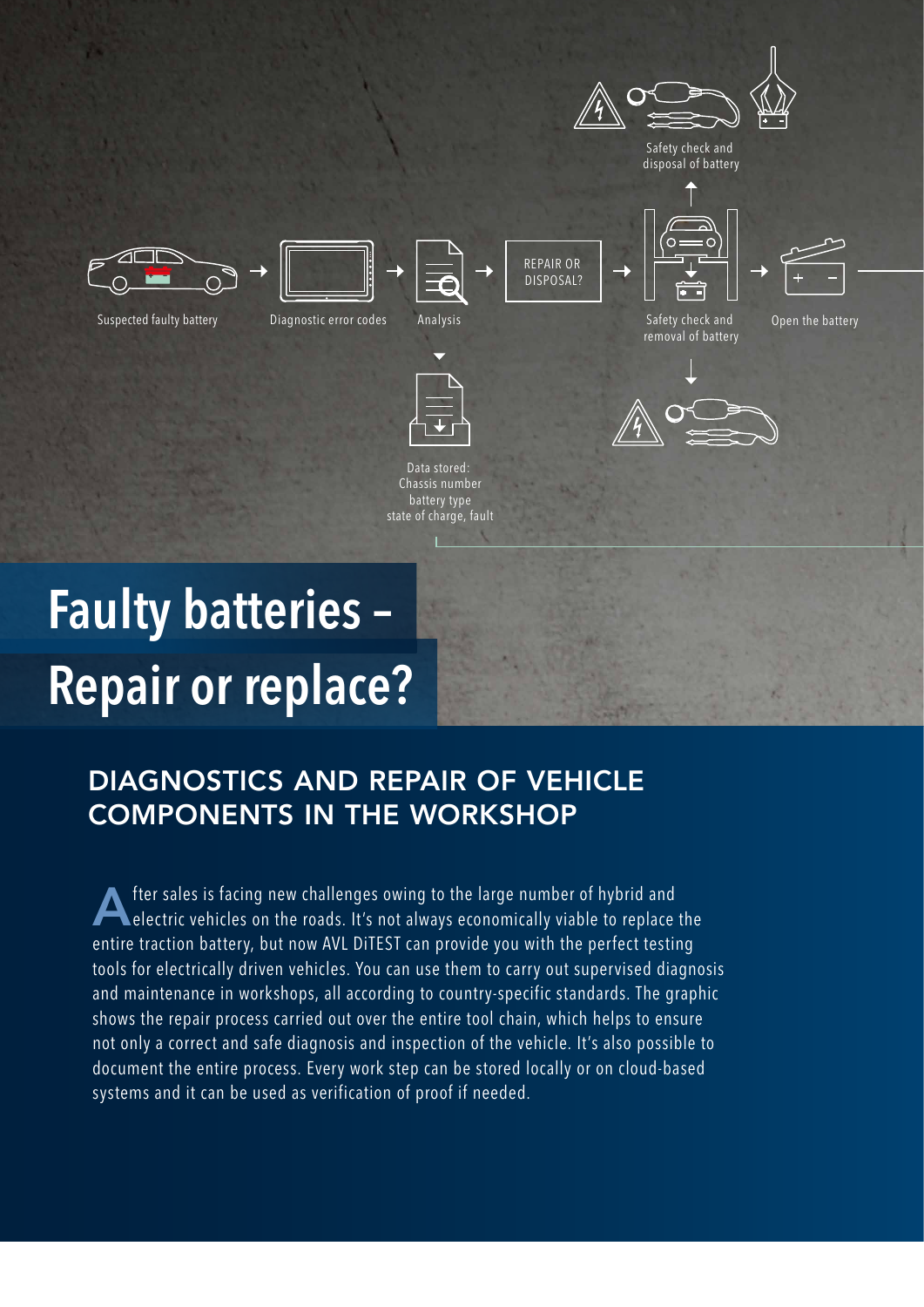Safety check and disposal of battery

Suspected faulty battery → Diagnostic error codes → Analysis → REPAIR OR DISPOSAL? → Safety check and removal of battery → Open the battery

Data stored: Chassis number battery type state of charge, fault

# Faulty batteries – Repair or replace?

## DIAGNOSTICS AND REPAIR OF VEHICLE COMPONENTS IN THE WORKSHOP

After sales is facing new challenges owing to the large number of hybrid and electric vehicles on the roads. It's not always economically viable to replace the entire traction battery, but now AVL DiTEST can provide you with the perfect testing tools for electrically driven vehicles. You can use them to carry out supervised diagnosis and maintenance in workshops, all according to country-specific standards. The graphic shows the repair process carried out over the entire tool chain, which helps to ensure not only a correct and safe diagnosis and inspection of the vehicle. It's also possible to document the entire process. Every work step can be stored locally or on cloud-based systems and it can be used as verification of proof if needed.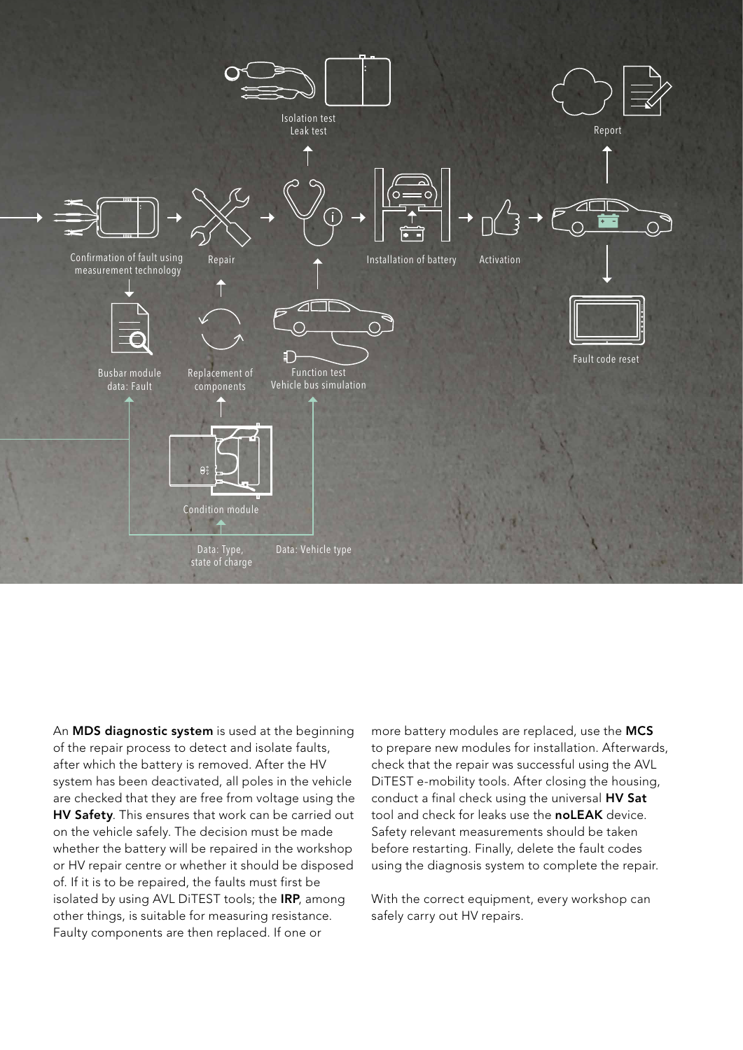Isolation test
Leak test

Report

Confirmation of fault using measurement technology

Repair

Installation of battery

Activation

Busbar module data: Fault

Replacement of components

Function test
Vehicle bus simulation

Fault code reset

Condition module

Data: Type, state of charge

Data: Vehicle type

An **MDS diagnostic system** is used at the beginning of the repair process to detect and isolate faults, after which the battery is removed. After the HV system has been deactivated, all poles in the vehicle are checked that they are free from voltage using the **HV Safety**. This ensures that work can be carried out on the vehicle safely. The decision must be made whether the battery will be repaired in the workshop or HV repair centre or whether it should be disposed of. If it is to be repaired, the faults must first be isolated by using AVL DiTEST tools; the **IRP**, among other things, is suitable for measuring resistance. Faulty components are then replaced. If one or more battery modules are replaced, use the **MCS** to prepare new modules for installation. Afterwards, check that the repair was successful using the AVL DiTEST e-mobility tools. After closing the housing, conduct a final check using the universal **HV Sat** tool and check for leaks use the **noLEAK** device. Safety relevant measurements should be taken before restarting. Finally, delete the fault codes using the diagnosis system to complete the repair.

With the correct equipment, every workshop can safely carry out HV repairs.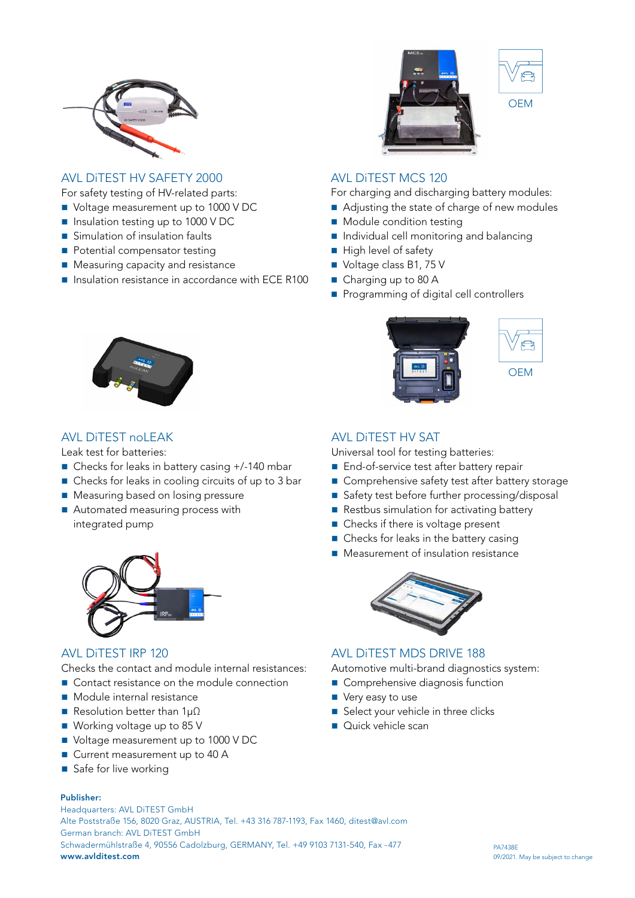## AVL DiTEST HV SAFETY 2000

For safety testing of HV-related parts:

- Voltage measurement up to 1000 V DC
- Insulation testing up to 1000 V DC
- Simulation of insulation faults
- Potential compensator testing
- Measuring capacity and resistance
- Insulation resistance in accordance with ECE R100

OEM

## AVL DiTEST MCS 120

For charging and discharging battery modules:

- Adjusting the state of charge of new modules
- Module condition testing
- Individual cell monitoring and balancing
- High level of safety
- Voltage class B1, 75 V
- Charging up to 80 A
- Programming of digital cell controllers

## AVL DiTEST noLEAK

Leak test for batteries:

- Checks for leaks in battery casing +/-140 mbar
- Checks for leaks in cooling circuits of up to 3 bar
- Measuring based on losing pressure
- Automated measuring process with integrated pump

OEM

## AVL DiTEST HV SAT

Universal tool for testing batteries:

- End-of-service test after battery repair
- Comprehensive safety test after battery storage
- Safety test before further processing/disposal
- Restbus simulation for activating battery
- Checks if there is voltage present
- Checks for leaks in the battery casing
- Measurement of insulation resistance

## AVL DiTEST IRP 120

Checks the contact and module internal resistances:

- Contact resistance on the module connection
- Module internal resistance
- Resolution better than 1μΩ
- Working voltage up to 85 V
- Voltage measurement up to 1000 V DC
- Current measurement up to 40 A
- Safe for live working

## AVL DiTEST MDS DRIVE 188

Automotive multi-brand diagnostics system:

- Comprehensive diagnosis function
- Very easy to use
- Select your vehicle in three clicks
- Quick vehicle scan

**Publisher:**
Headquarters: AVL DiTEST GmbH
Alte Poststraße 156, 8020 Graz, AUSTRIA, Tel. +43 316 787-1193, Fax 1460, ditest@avl.com
German branch: AVL DiTEST GmbH
Schwadermühlstraße 4, 90556 Cadolzburg, GERMANY, Tel. +49 9103 7131-540, Fax -477
**www.avlditest.com**

PA7438E
09/2021. May be subject to change